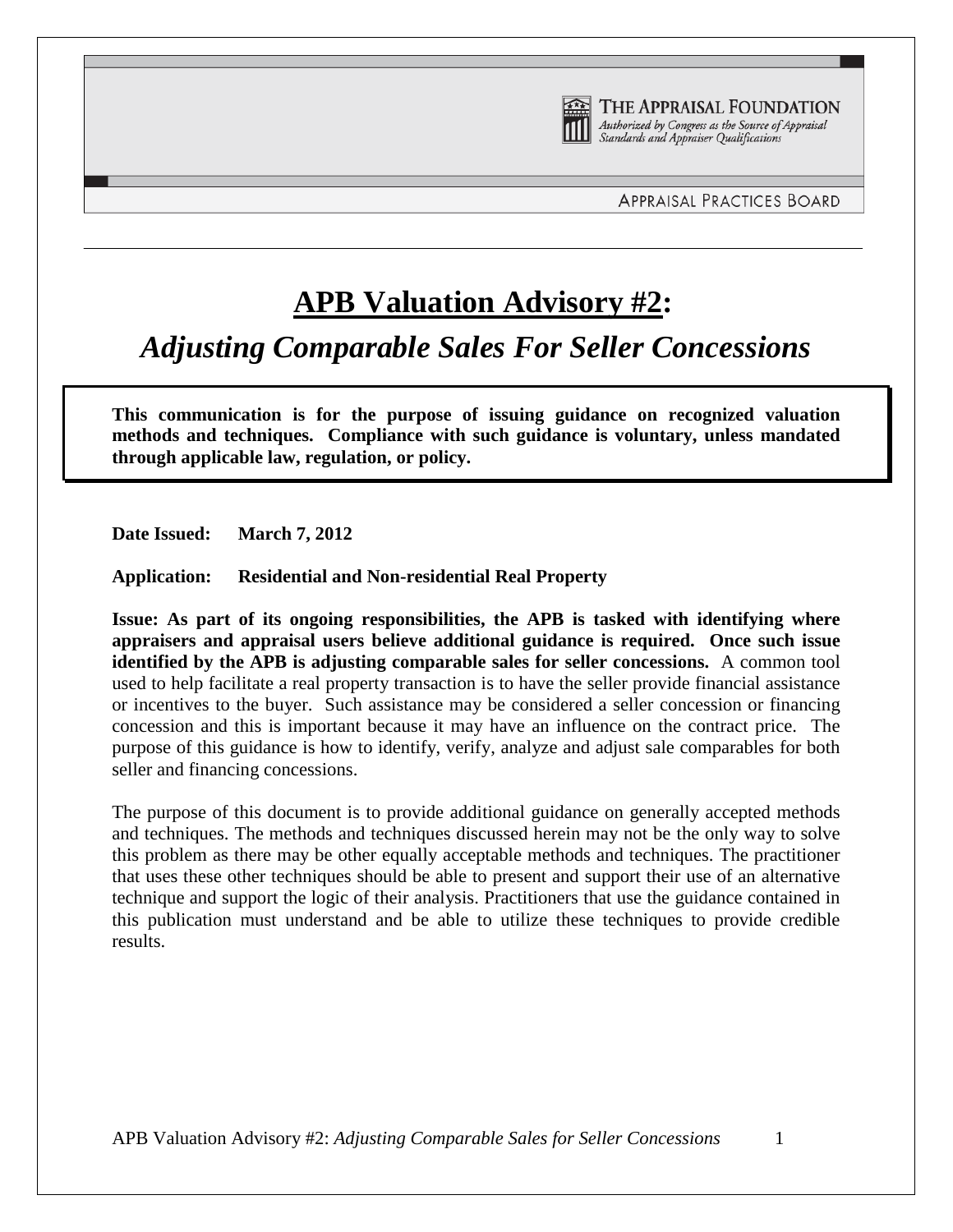THE APPRAISAL FOUNDATION

*Authorized by Congress as the Source of Appraisal Standards and Appraiser Qualifications*

APPRAISAL PRACTICES BOARD

# APB Valuation Advisory #2:

## *Adjusting Comparable Sales For Seller Concessions*

**This communication is for the purpose of issuing guidance on recognized valuation methods and techniques. Compliance with such guidance is voluntary, unless mandated through applicable law, regulation, or policy.**

**Date Issued: March 7, 2012**

**Application: Residential and Non-residential Real Property**

**Issue: As part of its ongoing responsibilities, the APB is tasked with identifying where appraisers and appraisal users believe additional guidance is required. Once such issue identified by the APB is adjusting comparable sales for seller concessions.** A common tool used to help facilitate a real property transaction is to have the seller provide financial assistance or incentives to the buyer. Such assistance may be considered a seller concession or financing concession and this is important because it may have an influence on the contract price. The purpose of this guidance is how to identify, verify, analyze and adjust sale comparables for both seller and financing concessions.

The purpose of this document is to provide additional guidance on generally accepted methods and techniques. The methods and techniques discussed herein may not be the only way to solve this problem as there may be other equally acceptable methods and techniques. The practitioner that uses these other techniques should be able to present and support their use of an alternative technique and support the logic of their analysis. Practitioners that use the guidance contained in this publication must understand and be able to utilize these techniques to provide credible results.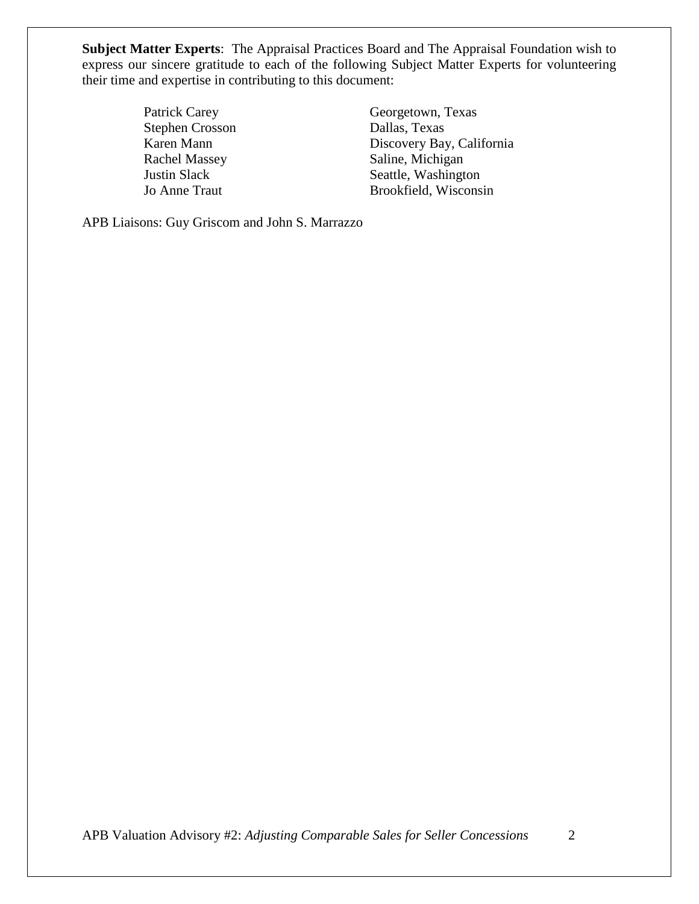**Subject Matter Experts**: The Appraisal Practices Board and The Appraisal Foundation wish to express our sincere gratitude to each of the following Subject Matter Experts for volunteering their time and expertise in contributing to this document:

| | |
|---|---|
| Patrick Carey | Georgetown, Texas |
| Stephen Crosson | Dallas, Texas |
| Karen Mann | Discovery Bay, California |
| Rachel Massey | Saline, Michigan |
| Justin Slack | Seattle, Washington |
| Jo Anne Traut | Brookfield, Wisconsin |

APB Liaisons: Guy Griscom and John S. Marrazzo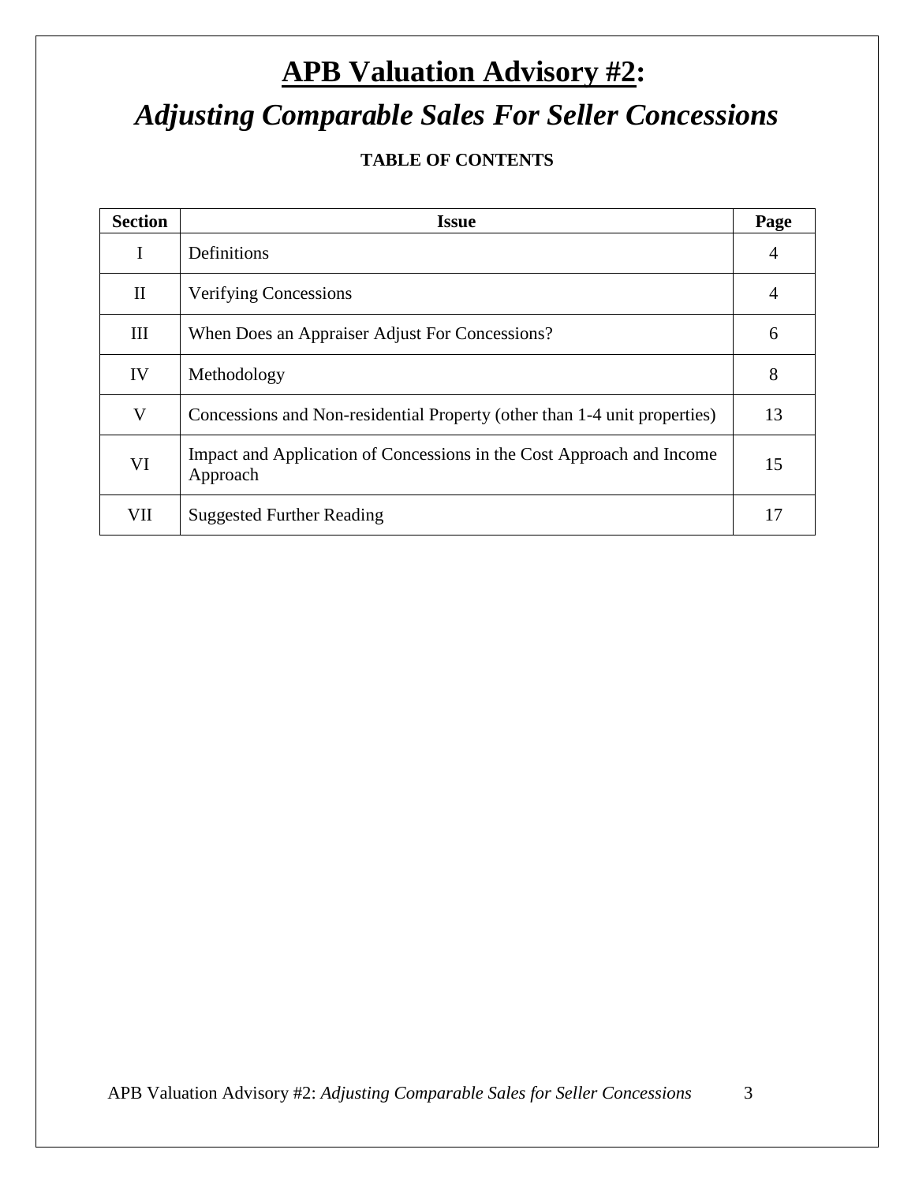# APB Valuation Advisory #2:

## *Adjusting Comparable Sales For Seller Concessions*

**TABLE OF CONTENTS**

| Section | Issue | Page |
|---|---|---|
| I | Definitions | 4 |
| II | Verifying Concessions | 4 |
| III | When Does an Appraiser Adjust For Concessions? | 6 |
| IV | Methodology | 8 |
| V | Concessions and Non-residential Property (other than 1-4 unit properties) | 13 |
| VI | Impact and Application of Concessions in the Cost Approach and Income Approach | 15 |
| VII | Suggested Further Reading | 17 |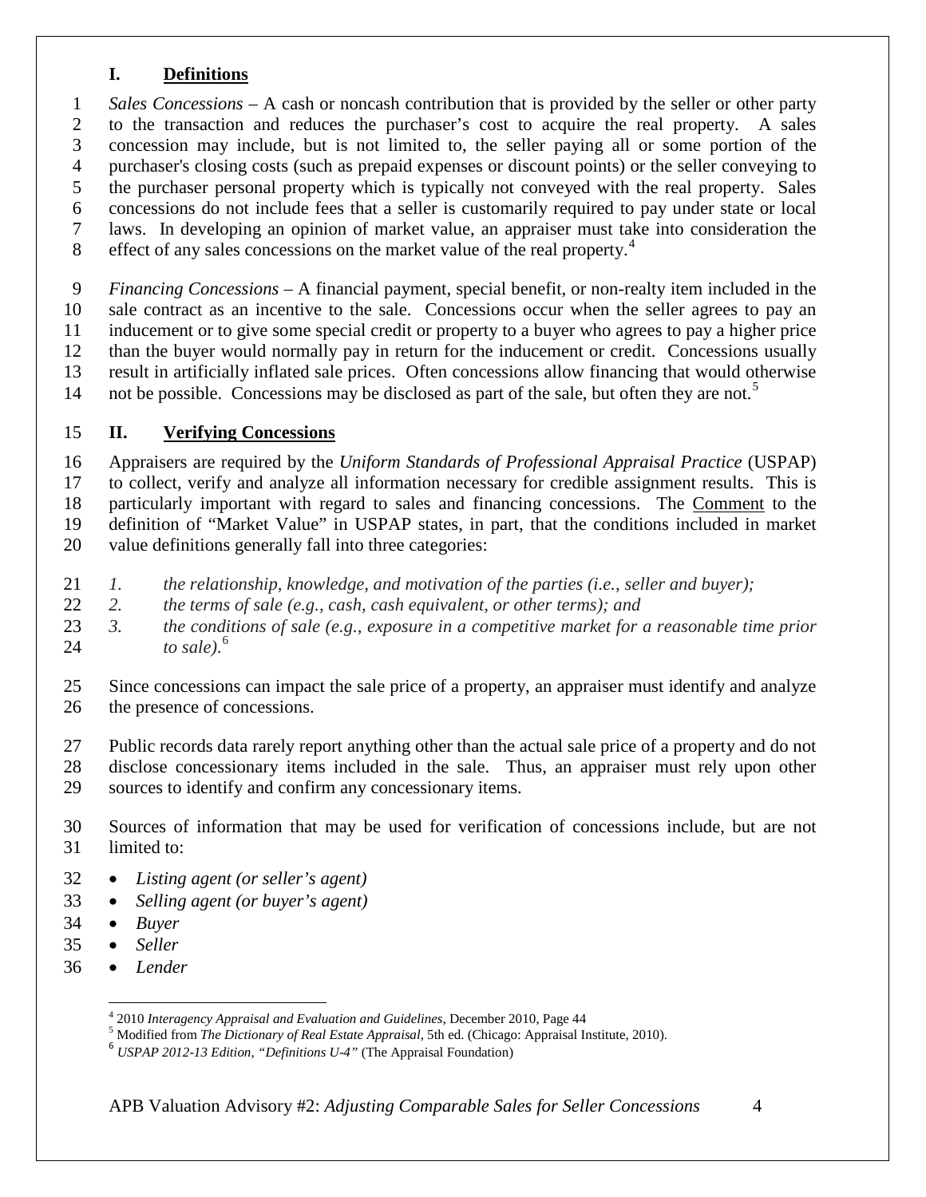## I. Definitions

*Sales Concessions* – A cash or noncash contribution that is provided by the seller or other party to the transaction and reduces the purchaser's cost to acquire the real property. A sales concession may include, but is not limited to, the seller paying all or some portion of the purchaser's closing costs (such as prepaid expenses or discount points) or the seller conveying to the purchaser personal property which is typically not conveyed with the real property. Sales concessions do not include fees that a seller is customarily required to pay under state or local laws. In developing an opinion of market value, an appraiser must take into consideration the effect of any sales concessions on the market value of the real property.[4]

*Financing Concessions* – A financial payment, special benefit, or non-realty item included in the sale contract as an incentive to the sale. Concessions occur when the seller agrees to pay an inducement or to give some special credit or property to a buyer who agrees to pay a higher price than the buyer would normally pay in return for the inducement or credit. Concessions usually result in artificially inflated sale prices. Often concessions allow financing that would otherwise not be possible. Concessions may be disclosed as part of the sale, but often they are not.[5]

## II. Verifying Concessions

Appraisers are required by the *Uniform Standards of Professional Appraisal Practice* (USPAP) to collect, verify and analyze all information necessary for credible assignment results. This is particularly important with regard to sales and financing concessions. The Comment to the definition of "Market Value" in USPAP states, in part, that the conditions included in market value definitions generally fall into three categories:

1. *the relationship, knowledge, and motivation of the parties (i.e., seller and buyer);*
2. *the terms of sale (e.g., cash, cash equivalent, or other terms); and*
3. *the conditions of sale (e.g., exposure in a competitive market for a reasonable time prior to sale).*[6]

Since concessions can impact the sale price of a property, an appraiser must identify and analyze the presence of concessions.

Public records data rarely report anything other than the actual sale price of a property and do not disclose concessionary items included in the sale. Thus, an appraiser must rely upon other sources to identify and confirm any concessionary items.

Sources of information that may be used for verification of concessions include, but are not limited to:

- *Listing agent (or seller's agent)*
- *Selling agent (or buyer's agent)*
- *Buyer*
- *Seller*
- *Lender*

---

[4] 2010 *Interagency Appraisal and Evaluation and Guidelines*, December 2010, Page 44

[5] Modified from *The Dictionary of Real Estate Appraisal*, 5th ed. (Chicago: Appraisal Institute, 2010).

[6] *USPAP 2012-13 Edition, "Definitions U-4"* (The Appraisal Foundation)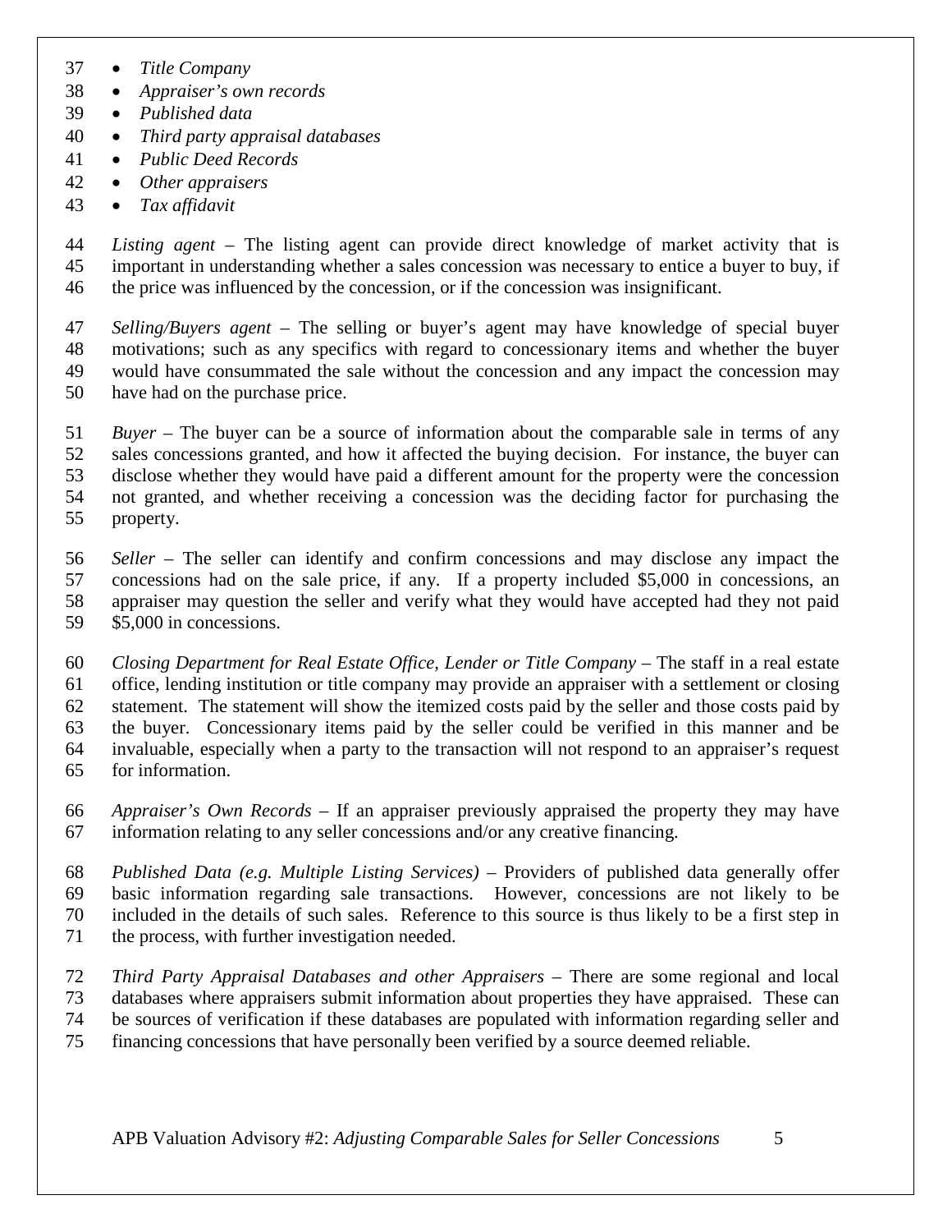- *Title Company*
- *Appraiser's own records*
- *Published data*
- *Third party appraisal databases*
- *Public Deed Records*
- *Other appraisers*
- *Tax affidavit*

*Listing agent* – The listing agent can provide direct knowledge of market activity that is important in understanding whether a sales concession was necessary to entice a buyer to buy, if the price was influenced by the concession, or if the concession was insignificant.

*Selling/Buyers agent* – The selling or buyer's agent may have knowledge of special buyer motivations; such as any specifics with regard to concessionary items and whether the buyer would have consummated the sale without the concession and any impact the concession may have had on the purchase price.

*Buyer* – The buyer can be a source of information about the comparable sale in terms of any sales concessions granted, and how it affected the buying decision. For instance, the buyer can disclose whether they would have paid a different amount for the property were the concession not granted, and whether receiving a concession was the deciding factor for purchasing the property.

*Seller* – The seller can identify and confirm concessions and may disclose any impact the concessions had on the sale price, if any. If a property included $5,000 in concessions, an appraiser may question the seller and verify what they would have accepted had they not paid $5,000 in concessions.

*Closing Department for Real Estate Office, Lender or Title Company* – The staff in a real estate office, lending institution or title company may provide an appraiser with a settlement or closing statement. The statement will show the itemized costs paid by the seller and those costs paid by the buyer. Concessionary items paid by the seller could be verified in this manner and be invaluable, especially when a party to the transaction will not respond to an appraiser's request for information.

*Appraiser's Own Records* – If an appraiser previously appraised the property they may have information relating to any seller concessions and/or any creative financing.

*Published Data (e.g. Multiple Listing Services)* – Providers of published data generally offer basic information regarding sale transactions. However, concessions are not likely to be included in the details of such sales. Reference to this source is thus likely to be a first step in the process, with further investigation needed.

*Third Party Appraisal Databases and other Appraisers* – There are some regional and local databases where appraisers submit information about properties they have appraised. These can be sources of verification if these databases are populated with information regarding seller and financing concessions that have personally been verified by a source deemed reliable.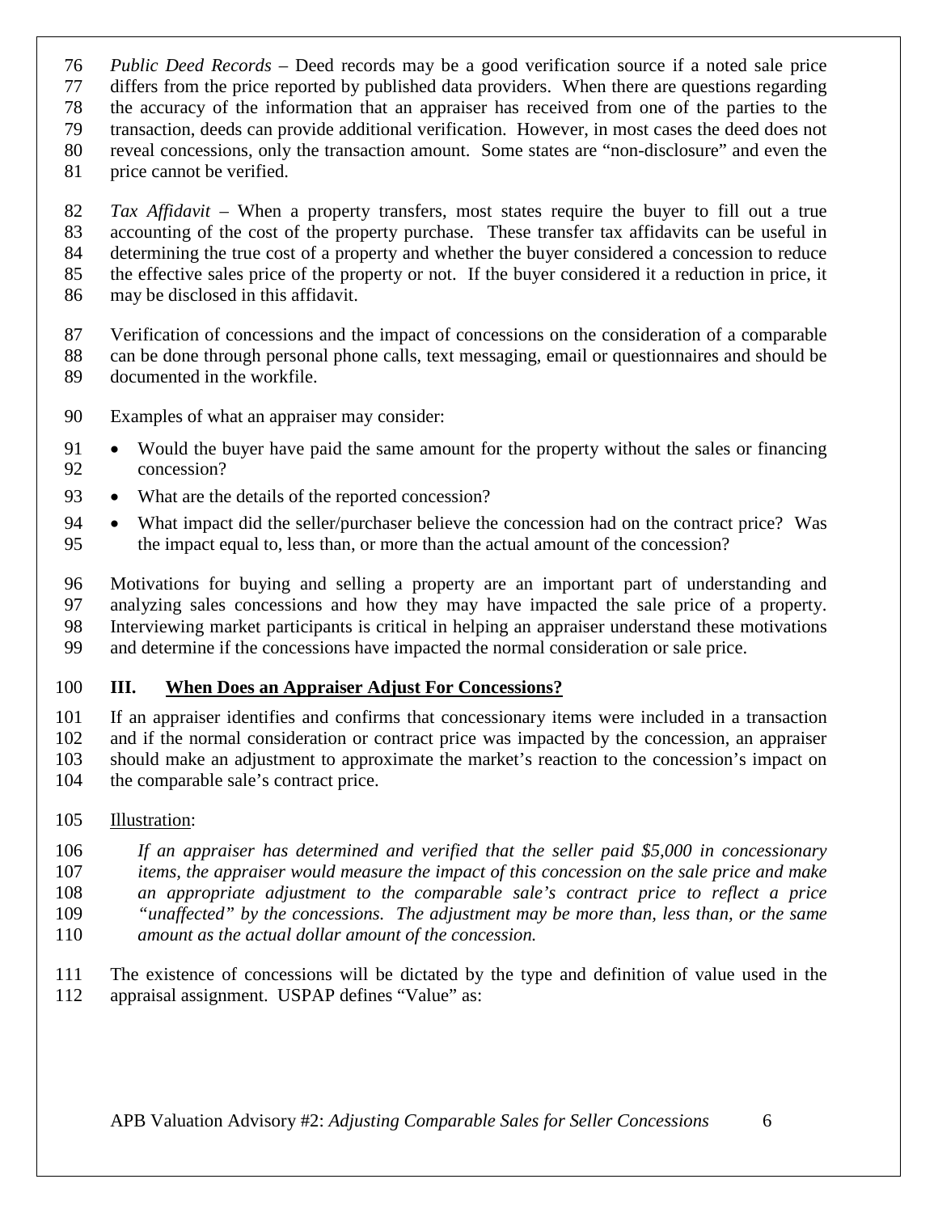*Public Deed Records* – Deed records may be a good verification source if a noted sale price differs from the price reported by published data providers. When there are questions regarding the accuracy of the information that an appraiser has received from one of the parties to the transaction, deeds can provide additional verification. However, in most cases the deed does not reveal concessions, only the transaction amount. Some states are "non-disclosure" and even the price cannot be verified.

*Tax Affidavit* – When a property transfers, most states require the buyer to fill out a true accounting of the cost of the property purchase. These transfer tax affidavits can be useful in determining the true cost of a property and whether the buyer considered a concession to reduce the effective sales price of the property or not. If the buyer considered it a reduction in price, it may be disclosed in this affidavit.

Verification of concessions and the impact of concessions on the consideration of a comparable can be done through personal phone calls, text messaging, email or questionnaires and should be documented in the workfile.

Examples of what an appraiser may consider:

- Would the buyer have paid the same amount for the property without the sales or financing concession?
- What are the details of the reported concession?
- What impact did the seller/purchaser believe the concession had on the contract price? Was the impact equal to, less than, or more than the actual amount of the concession?

Motivations for buying and selling a property are an important part of understanding and analyzing sales concessions and how they may have impacted the sale price of a property. Interviewing market participants is critical in helping an appraiser understand these motivations and determine if the concessions have impacted the normal consideration or sale price.

## III. When Does an Appraiser Adjust For Concessions?

If an appraiser identifies and confirms that concessionary items were included in a transaction and if the normal consideration or contract price was impacted by the concession, an appraiser should make an adjustment to approximate the market's reaction to the concession's impact on the comparable sale's contract price.

Illustration:

> *If an appraiser has determined and verified that the seller paid $5,000 in concessionary items, the appraiser would measure the impact of this concession on the sale price and make an appropriate adjustment to the comparable sale's contract price to reflect a price "unaffected" by the concessions. The adjustment may be more than, less than, or the same amount as the actual dollar amount of the concession.*

The existence of concessions will be dictated by the type and definition of value used in the appraisal assignment. USPAP defines "Value" as: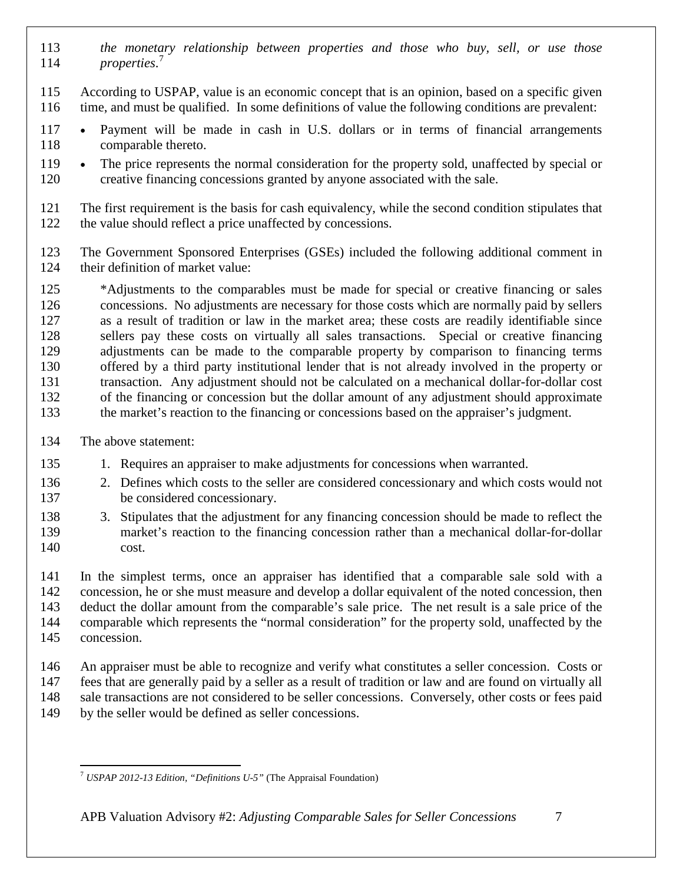*the monetary relationship between properties and those who buy, sell, or use those properties.*[7]

According to USPAP, value is an economic concept that is an opinion, based on a specific given time, and must be qualified. In some definitions of value the following conditions are prevalent:

- Payment will be made in cash in U.S. dollars or in terms of financial arrangements comparable thereto.
- The price represents the normal consideration for the property sold, unaffected by special or creative financing concessions granted by anyone associated with the sale.

The first requirement is the basis for cash equivalency, while the second condition stipulates that the value should reflect a price unaffected by concessions.

The Government Sponsored Enterprises (GSEs) included the following additional comment in their definition of market value:

> *Adjustments to the comparables must be made for special or creative financing or sales concessions. No adjustments are necessary for those costs which are normally paid by sellers as a result of tradition or law in the market area; these costs are readily identifiable since sellers pay these costs on virtually all sales transactions. Special or creative financing adjustments can be made to the comparable property by comparison to financing terms offered by a third party institutional lender that is not already involved in the property or transaction. Any adjustment should not be calculated on a mechanical dollar-for-dollar cost of the financing or concession but the dollar amount of any adjustment should approximate the market's reaction to the financing or concessions based on the appraiser's judgment.

The above statement:

1. Requires an appraiser to make adjustments for concessions when warranted.
2. Defines which costs to the seller are considered concessionary and which costs would not be considered concessionary.
3. Stipulates that the adjustment for any financing concession should be made to reflect the market's reaction to the financing concession rather than a mechanical dollar-for-dollar cost.

In the simplest terms, once an appraiser has identified that a comparable sale sold with a concession, he or she must measure and develop a dollar equivalent of the noted concession, then deduct the dollar amount from the comparable's sale price. The net result is a sale price of the comparable which represents the "normal consideration" for the property sold, unaffected by the concession.

An appraiser must be able to recognize and verify what constitutes a seller concession. Costs or fees that are generally paid by a seller as a result of tradition or law and are found on virtually all sale transactions are not considered to be seller concessions. Conversely, other costs or fees paid by the seller would be defined as seller concessions.

---

[7] *USPAP 2012-13 Edition, "Definitions U-5"* (The Appraisal Foundation)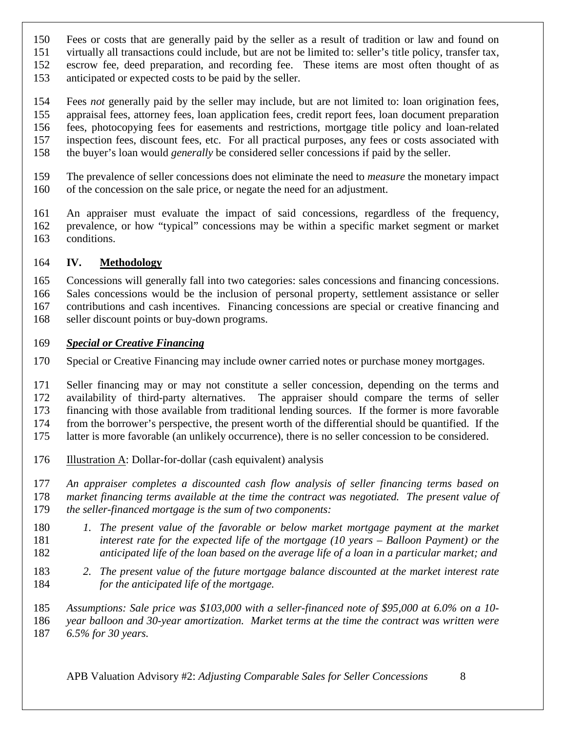Fees or costs that are generally paid by the seller as a result of tradition or law and found on virtually all transactions could include, but are not be limited to: seller's title policy, transfer tax, escrow fee, deed preparation, and recording fee. These items are most often thought of as anticipated or expected costs to be paid by the seller.

Fees *not* generally paid by the seller may include, but are not limited to: loan origination fees, appraisal fees, attorney fees, loan application fees, credit report fees, loan document preparation fees, photocopying fees for easements and restrictions, mortgage title policy and loan-related inspection fees, discount fees, etc. For all practical purposes, any fees or costs associated with the buyer's loan would *generally* be considered seller concessions if paid by the seller.

The prevalence of seller concessions does not eliminate the need to *measure* the monetary impact of the concession on the sale price, or negate the need for an adjustment.

An appraiser must evaluate the impact of said concessions, regardless of the frequency, prevalence, or how "typical" concessions may be within a specific market segment or market conditions.

## IV. Methodology

Concessions will generally fall into two categories: sales concessions and financing concessions. Sales concessions would be the inclusion of personal property, settlement assistance or seller contributions and cash incentives. Financing concessions are special or creative financing and seller discount points or buy-down programs.

### ***Special or Creative Financing***

Special or Creative Financing may include owner carried notes or purchase money mortgages.

Seller financing may or may not constitute a seller concession, depending on the terms and availability of third-party alternatives. The appraiser should compare the terms of seller financing with those available from traditional lending sources. If the former is more favorable from the borrower's perspective, the present worth of the differential should be quantified. If the latter is more favorable (an unlikely occurrence), there is no seller concession to be considered.

Illustration A: Dollar-for-dollar (cash equivalent) analysis

*An appraiser completes a discounted cash flow analysis of seller financing terms based on market financing terms available at the time the contract was negotiated. The present value of the seller-financed mortgage is the sum of two components:*

1. *The present value of the favorable or below market mortgage payment at the market interest rate for the expected life of the mortgage (10 years – Balloon Payment) or the anticipated life of the loan based on the average life of a loan in a particular market; and*
2. *The present value of the future mortgage balance discounted at the market interest rate for the anticipated life of the mortgage.*

*Assumptions: Sale price was $103,000 with a seller-financed note of $95,000 at 6.0% on a 10-year balloon and 30-year amortization. Market terms at the time the contract was written were 6.5% for 30 years.*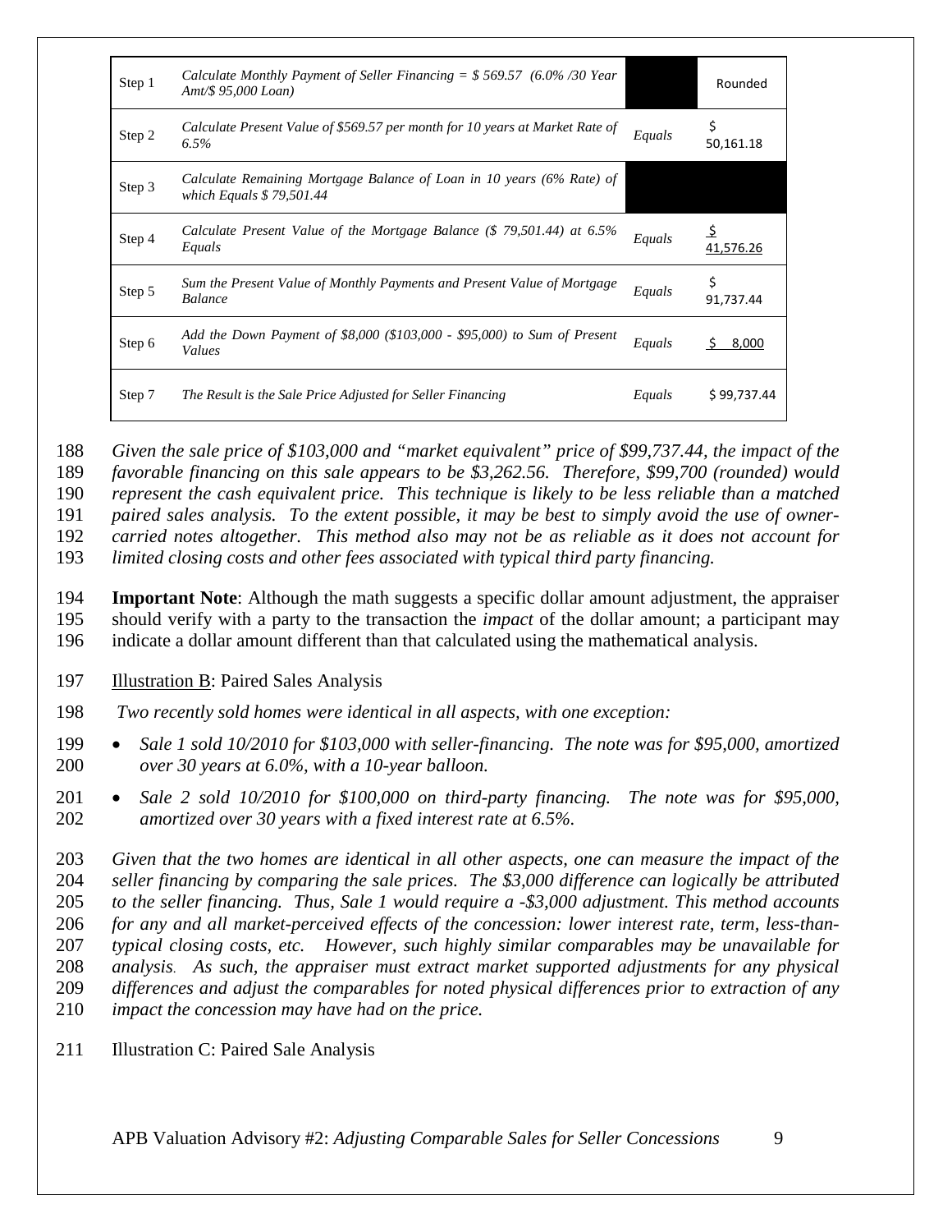| Step | Description | | |
|---|---|---|---|
| Step 1 | *Calculate Monthly Payment of Seller Financing = $ 569.57 (6.0% /30 Year Amt/$ 95,000 Loan)* | | Rounded |
| Step 2 | *Calculate Present Value of $569.57 per month for 10 years at Market Rate of 6.5%* | *Equals* | $ 50,161.18 |
| Step 3 | *Calculate Remaining Mortgage Balance of Loan in 10 years (6% Rate) of which Equals $ 79,501.44* | | |
| Step 4 | *Calculate Present Value of the Mortgage Balance ($ 79,501.44) at 6.5% Equals* | *Equals* | $ 41,576.26 |
| Step 5 | *Sum the Present Value of Monthly Payments and Present Value of Mortgage Balance* | *Equals* | $ 91,737.44 |
| Step 6 | *Add the Down Payment of $8,000 ($103,000 - $95,000) to Sum of Present Values* | *Equals* | $ 8,000 |
| Step 7 | *The Result is the Sale Price Adjusted for Seller Financing* | *Equals* | $ 99,737.44 |

*Given the sale price of $103,000 and "market equivalent" price of $99,737.44, the impact of the favorable financing on this sale appears to be $3,262.56. Therefore, $99,700 (rounded) would represent the cash equivalent price. This technique is likely to be less reliable than a matched paired sales analysis. To the extent possible, it may be best to simply avoid the use of owner-carried notes altogether. This method also may not be as reliable as it does not account for limited closing costs and other fees associated with typical third party financing.*

**Important Note**: Although the math suggests a specific dollar amount adjustment, the appraiser should verify with a party to the transaction the *impact* of the dollar amount; a participant may indicate a dollar amount different than that calculated using the mathematical analysis.

Illustration B: Paired Sales Analysis

*Two recently sold homes were identical in all aspects, with one exception:*

- *Sale 1 sold 10/2010 for $103,000 with seller-financing. The note was for $95,000, amortized over 30 years at 6.0%, with a 10-year balloon.*
- *Sale 2 sold 10/2010 for $100,000 on third-party financing. The note was for $95,000, amortized over 30 years with a fixed interest rate at 6.5%.*

*Given that the two homes are identical in all other aspects, one can measure the impact of the seller financing by comparing the sale prices. The $3,000 difference can logically be attributed to the seller financing. Thus, Sale 1 would require a -$3,000 adjustment. This method accounts for any and all market-perceived effects of the concession: lower interest rate, term, less-than-typical closing costs, etc. However, such highly similar comparables may be unavailable for analysis. As such, the appraiser must extract market supported adjustments for any physical differences and adjust the comparables for noted physical differences prior to extraction of any impact the concession may have had on the price.*

Illustration C: Paired Sale Analysis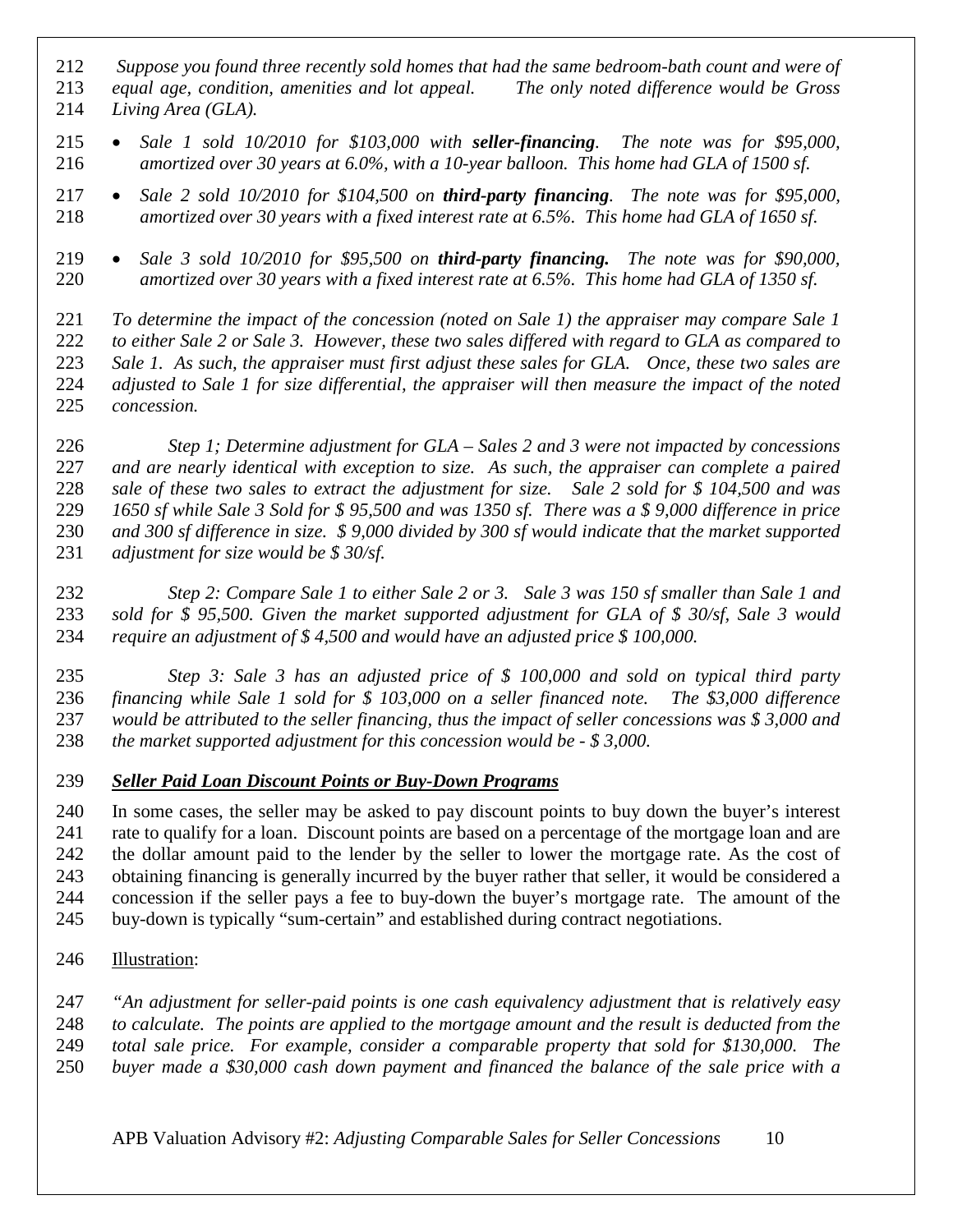*Suppose you found three recently sold homes that had the same bedroom-bath count and were of equal age, condition, amenities and lot appeal. The only noted difference would be Gross Living Area (GLA).*

- *Sale 1 sold 10/2010 for $103,000 with* ***seller-financing****. The note was for $95,000, amortized over 30 years at 6.0%, with a 10-year balloon. This home had GLA of 1500 sf.*
- *Sale 2 sold 10/2010 for $104,500 on* ***third-party financing****. The note was for $95,000, amortized over 30 years with a fixed interest rate at 6.5%. This home had GLA of 1650 sf.*
- *Sale 3 sold 10/2010 for $95,500 on* ***third-party financing.*** *The note was for $90,000, amortized over 30 years with a fixed interest rate at 6.5%. This home had GLA of 1350 sf.*

*To determine the impact of the concession (noted on Sale 1) the appraiser may compare Sale 1 to either Sale 2 or Sale 3. However, these two sales differed with regard to GLA as compared to Sale 1. As such, the appraiser must first adjust these sales for GLA. Once, these two sales are adjusted to Sale 1 for size differential, the appraiser will then measure the impact of the noted concession.*

*Step 1; Determine adjustment for GLA – Sales 2 and 3 were not impacted by concessions and are nearly identical with exception to size. As such, the appraiser can complete a paired sale of these two sales to extract the adjustment for size. Sale 2 sold for $ 104,500 and was 1650 sf while Sale 3 Sold for $ 95,500 and was 1350 sf. There was a $ 9,000 difference in price and 300 sf difference in size. $ 9,000 divided by 300 sf would indicate that the market supported adjustment for size would be $ 30/sf.*

*Step 2: Compare Sale 1 to either Sale 2 or 3. Sale 3 was 150 sf smaller than Sale 1 and sold for $ 95,500. Given the market supported adjustment for GLA of $ 30/sf, Sale 3 would require an adjustment of $ 4,500 and would have an adjusted price $ 100,000.*

*Step 3: Sale 3 has an adjusted price of $ 100,000 and sold on typical third party financing while Sale 1 sold for $ 103,000 on a seller financed note. The $3,000 difference would be attributed to the seller financing, thus the impact of seller concessions was $ 3,000 and the market supported adjustment for this concession would be - $ 3,000.*

***Seller Paid Loan Discount Points or Buy-Down Programs***

In some cases, the seller may be asked to pay discount points to buy down the buyer's interest rate to qualify for a loan. Discount points are based on a percentage of the mortgage loan and are the dollar amount paid to the lender by the seller to lower the mortgage rate. As the cost of obtaining financing is generally incurred by the buyer rather that seller, it would be considered a concession if the seller pays a fee to buy-down the buyer's mortgage rate. The amount of the buy-down is typically "sum-certain" and established during contract negotiations.

Illustration:

*"An adjustment for seller-paid points is one cash equivalency adjustment that is relatively easy to calculate. The points are applied to the mortgage amount and the result is deducted from the total sale price. For example, consider a comparable property that sold for $130,000. The buyer made a $30,000 cash down payment and financed the balance of the sale price with a*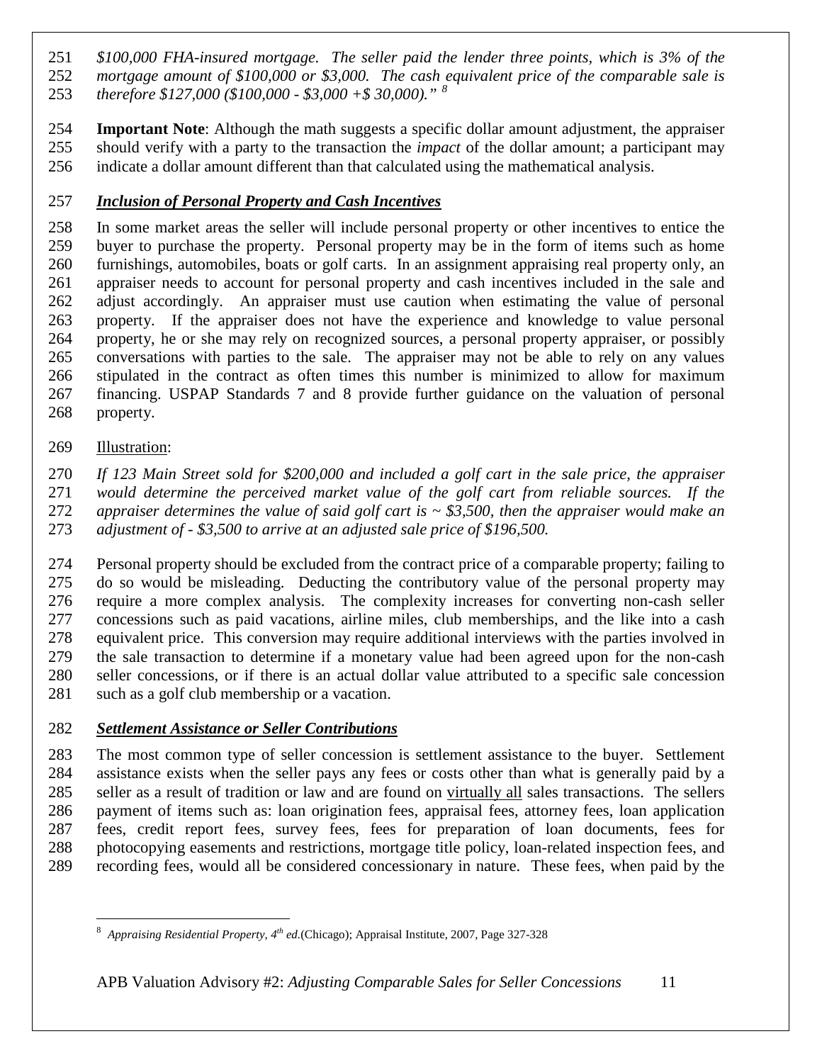*$100,000 FHA-insured mortgage. The seller paid the lender three points, which is 3% of the mortgage amount of $100,000 or $3,000. The cash equivalent price of the comparable sale is therefore $127,000 ($100,000 - $3,000 +$ 30,000)."* [8]

**Important Note**: Although the math suggests a specific dollar amount adjustment, the appraiser should verify with a party to the transaction the *impact* of the dollar amount; a participant may indicate a dollar amount different than that calculated using the mathematical analysis.

### ***Inclusion of Personal Property and Cash Incentives***

In some market areas the seller will include personal property or other incentives to entice the buyer to purchase the property. Personal property may be in the form of items such as home furnishings, automobiles, boats or golf carts. In an assignment appraising real property only, an appraiser needs to account for personal property and cash incentives included in the sale and adjust accordingly. An appraiser must use caution when estimating the value of personal property. If the appraiser does not have the experience and knowledge to value personal property, he or she may rely on recognized sources, a personal property appraiser, or possibly conversations with parties to the sale. The appraiser may not be able to rely on any values stipulated in the contract as often times this number is minimized to allow for maximum financing. USPAP Standards 7 and 8 provide further guidance on the valuation of personal property.

Illustration:

*If 123 Main Street sold for $200,000 and included a golf cart in the sale price, the appraiser would determine the perceived market value of the golf cart from reliable sources. If the appraiser determines the value of said golf cart is ~ $3,500, then the appraiser would make an adjustment of - $3,500 to arrive at an adjusted sale price of $196,500.*

Personal property should be excluded from the contract price of a comparable property; failing to do so would be misleading. Deducting the contributory value of the personal property may require a more complex analysis. The complexity increases for converting non-cash seller concessions such as paid vacations, airline miles, club memberships, and the like into a cash equivalent price. This conversion may require additional interviews with the parties involved in the sale transaction to determine if a monetary value had been agreed upon for the non-cash seller concessions, or if there is an actual dollar value attributed to a specific sale concession such as a golf club membership or a vacation.

### ***Settlement Assistance or Seller Contributions***

The most common type of seller concession is settlement assistance to the buyer. Settlement assistance exists when the seller pays any fees or costs other than what is generally paid by a seller as a result of tradition or law and are found on virtually all sales transactions. The sellers payment of items such as: loan origination fees, appraisal fees, attorney fees, loan application fees, credit report fees, survey fees, fees for preparation of loan documents, fees for photocopying easements and restrictions, mortgage title policy, loan-related inspection fees, and recording fees, would all be considered concessionary in nature. These fees, when paid by the

---

[8] *Appraising Residential Property, 4th ed.*(Chicago); Appraisal Institute, 2007, Page 327-328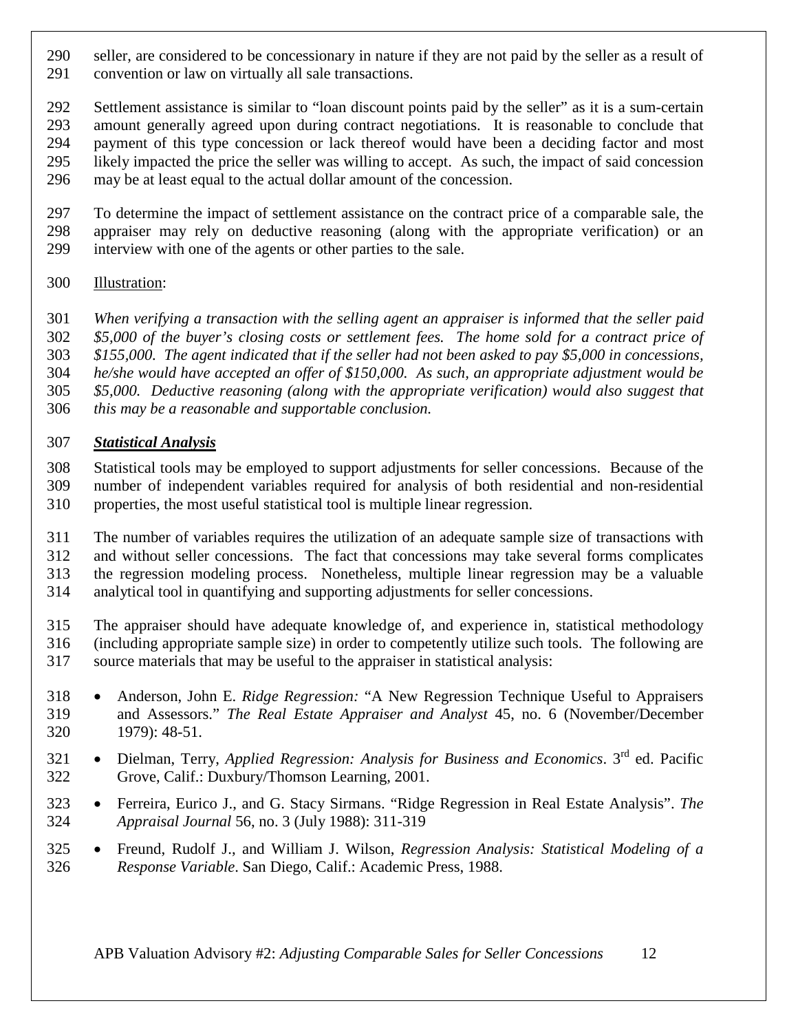seller, are considered to be concessionary in nature if they are not paid by the seller as a result of convention or law on virtually all sale transactions.

Settlement assistance is similar to "loan discount points paid by the seller" as it is a sum-certain amount generally agreed upon during contract negotiations. It is reasonable to conclude that payment of this type concession or lack thereof would have been a deciding factor and most likely impacted the price the seller was willing to accept. As such, the impact of said concession may be at least equal to the actual dollar amount of the concession.

To determine the impact of settlement assistance on the contract price of a comparable sale, the appraiser may rely on deductive reasoning (along with the appropriate verification) or an interview with one of the agents or other parties to the sale.

Illustration:

*When verifying a transaction with the selling agent an appraiser is informed that the seller paid $5,000 of the buyer's closing costs or settlement fees. The home sold for a contract price of $155,000. The agent indicated that if the seller had not been asked to pay $5,000 in concessions, he/she would have accepted an offer of $150,000. As such, an appropriate adjustment would be $5,000. Deductive reasoning (along with the appropriate verification) would also suggest that this may be a reasonable and supportable conclusion.*

***Statistical Analysis***

Statistical tools may be employed to support adjustments for seller concessions. Because of the number of independent variables required for analysis of both residential and non-residential properties, the most useful statistical tool is multiple linear regression.

The number of variables requires the utilization of an adequate sample size of transactions with and without seller concessions. The fact that concessions may take several forms complicates the regression modeling process. Nonetheless, multiple linear regression may be a valuable analytical tool in quantifying and supporting adjustments for seller concessions.

The appraiser should have adequate knowledge of, and experience in, statistical methodology (including appropriate sample size) in order to competently utilize such tools. The following are source materials that may be useful to the appraiser in statistical analysis:

- Anderson, John E. *Ridge Regression:* "A New Regression Technique Useful to Appraisers and Assessors." *The Real Estate Appraiser and Analyst* 45, no. 6 (November/December 1979): 48-51.
- Dielman, Terry, *Applied Regression: Analysis for Business and Economics*. 3rd ed. Pacific Grove, Calif.: Duxbury/Thomson Learning, 2001.
- Ferreira, Eurico J., and G. Stacy Sirmans. "Ridge Regression in Real Estate Analysis". *The Appraisal Journal* 56, no. 3 (July 1988): 311-319
- Freund, Rudolf J., and William J. Wilson, *Regression Analysis: Statistical Modeling of a Response Variable*. San Diego, Calif.: Academic Press, 1988.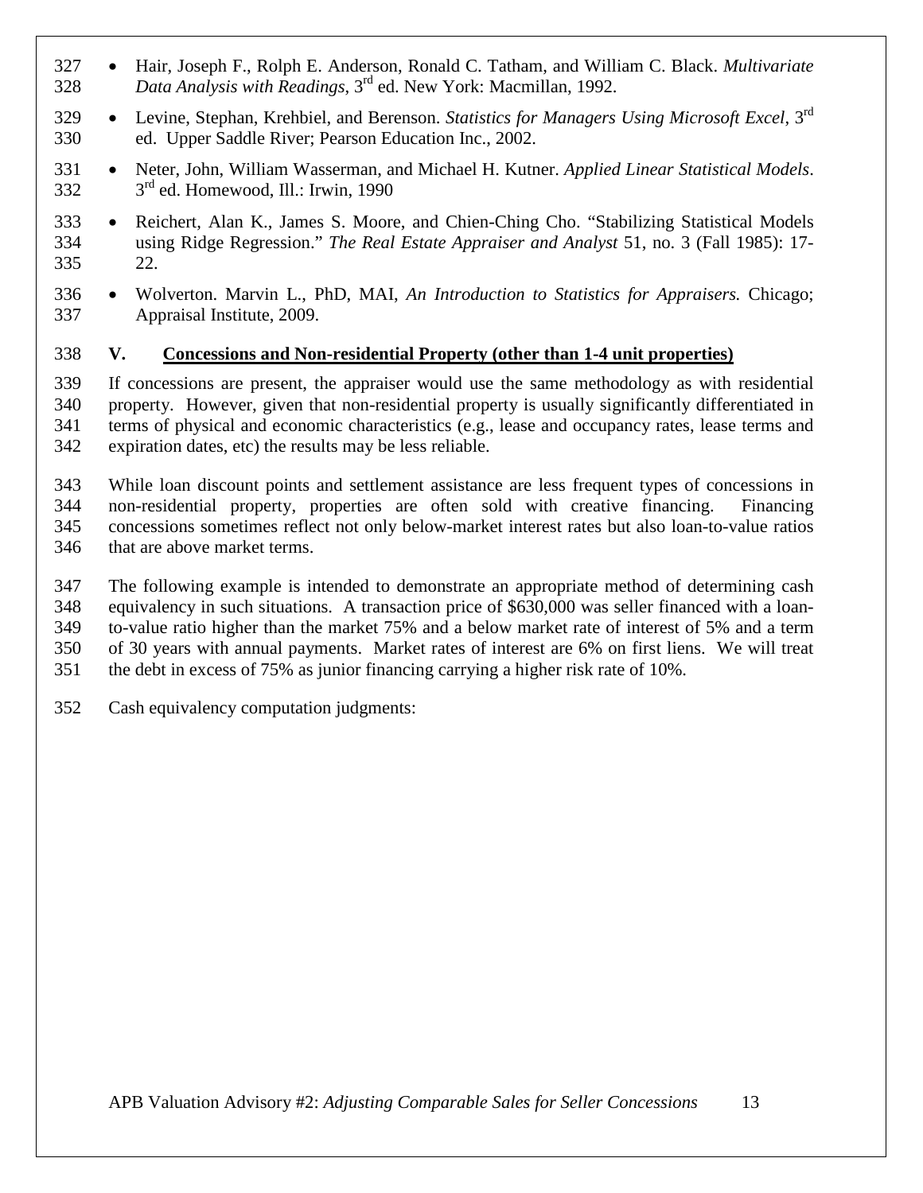- Hair, Joseph F., Rolph E. Anderson, Ronald C. Tatham, and William C. Black. *Multivariate Data Analysis with Readings*, 3rd ed. New York: Macmillan, 1992.
- Levine, Stephan, Krehbiel, and Berenson. *Statistics for Managers Using Microsoft Excel*, 3rd ed. Upper Saddle River; Pearson Education Inc., 2002.
- Neter, John, William Wasserman, and Michael H. Kutner. *Applied Linear Statistical Models*. 3rd ed. Homewood, Ill.: Irwin, 1990
- Reichert, Alan K., James S. Moore, and Chien-Ching Cho. "Stabilizing Statistical Models using Ridge Regression." *The Real Estate Appraiser and Analyst* 51, no. 3 (Fall 1985): 17-22.
- Wolverton. Marvin L., PhD, MAI, *An Introduction to Statistics for Appraisers.* Chicago; Appraisal Institute, 2009.

## V. Concessions and Non-residential Property (other than 1-4 unit properties)

If concessions are present, the appraiser would use the same methodology as with residential property. However, given that non-residential property is usually significantly differentiated in terms of physical and economic characteristics (e.g., lease and occupancy rates, lease terms and expiration dates, etc) the results may be less reliable.

While loan discount points and settlement assistance are less frequent types of concessions in non-residential property, properties are often sold with creative financing. Financing concessions sometimes reflect not only below-market interest rates but also loan-to-value ratios that are above market terms.

The following example is intended to demonstrate an appropriate method of determining cash equivalency in such situations. A transaction price of $630,000 was seller financed with a loan-to-value ratio higher than the market 75% and a below market rate of interest of 5% and a term of 30 years with annual payments. Market rates of interest are 6% on first liens. We will treat the debt in excess of 75% as junior financing carrying a higher risk rate of 10%.

Cash equivalency computation judgments: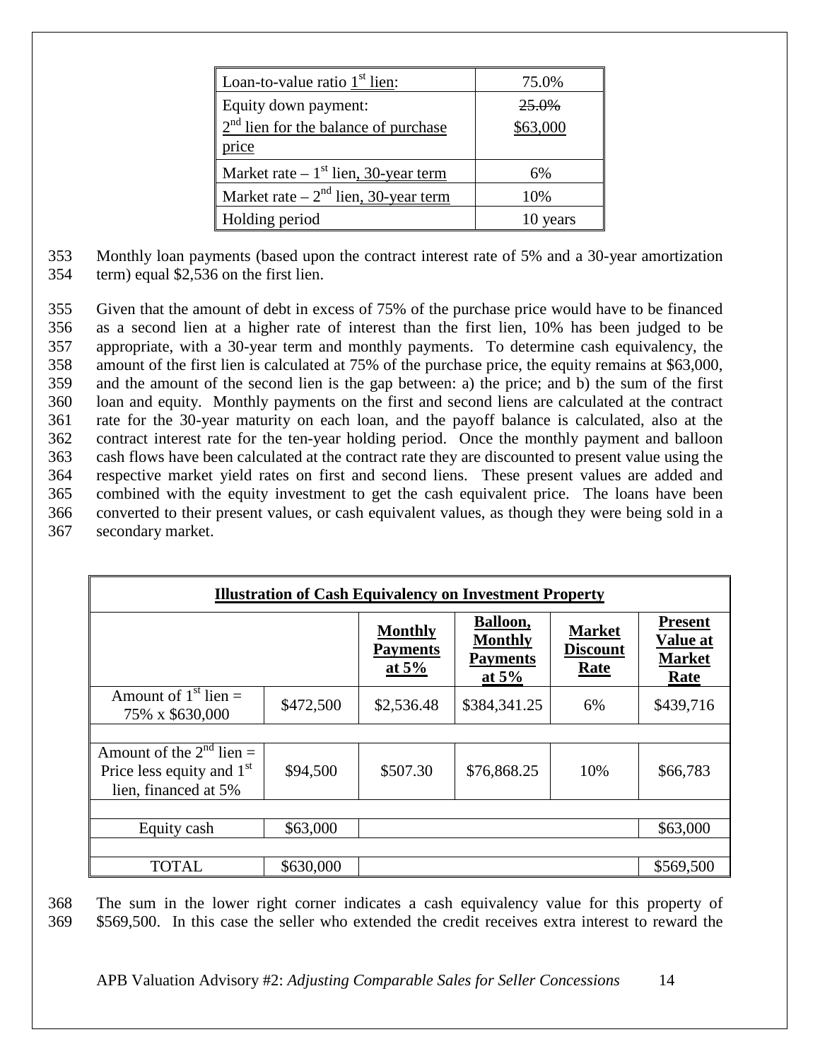| Loan-to-value ratio 1st lien: | 75.0% |
|---|---|
| ~~Equity down payment:~~ 2nd lien for the balance of purchase price | ~~25.0%~~ $63,000 |
| Market rate – 1st lien, 30-year term | 6% |
| Market rate – 2nd lien, 30-year term | 10% |
| Holding period | 10 years |

353 Monthly loan payments (based upon the contract interest rate of 5% and a 30-year amortization
354 term) equal $2,536 on the first lien.

355 Given that the amount of debt in excess of 75% of the purchase price would have to be financed
356 as a second lien at a higher rate of interest than the first lien, 10% has been judged to be
357 appropriate, with a 30-year term and monthly payments. To determine cash equivalency, the
358 amount of the first lien is calculated at 75% of the purchase price, the equity remains at $63,000,
359 and the amount of the second lien is the gap between: a) the price; and b) the sum of the first
360 loan and equity. Monthly payments on the first and second liens are calculated at the contract
361 rate for the 30-year maturity on each loan, and the payoff balance is calculated, also at the
362 contract interest rate for the ten-year holding period. Once the monthly payment and balloon
363 cash flows have been calculated at the contract rate they are discounted to present value using the
364 respective market yield rates on first and second liens. These present values are added and
365 combined with the equity investment to get the cash equivalent price. The loans have been
366 converted to their present values, or cash equivalent values, as though they were being sold in a
367 secondary market.

**Illustration of Cash Equivalency on Investment Property**

| | | Monthly Payments at 5% | Balloon, Monthly Payments at 5% | Market Discount Rate | Present Value at Market Rate |
|---|---|---|---|---|---|
| Amount of 1st lien = 75% x $630,000 | $472,500 | $2,536.48 | $384,341.25 | 6% | $439,716 |
| Amount of the 2nd lien = Price less equity and 1st lien, financed at 5% | $94,500 | $507.30 | $76,868.25 | 10% | $66,783 |
| Equity cash | $63,000 | | | | $63,000 |
| TOTAL | $630,000 | | | | $569,500 |

368 The sum in the lower right corner indicates a cash equivalency value for this property of
369 $569,500. In this case the seller who extended the credit receives extra interest to reward the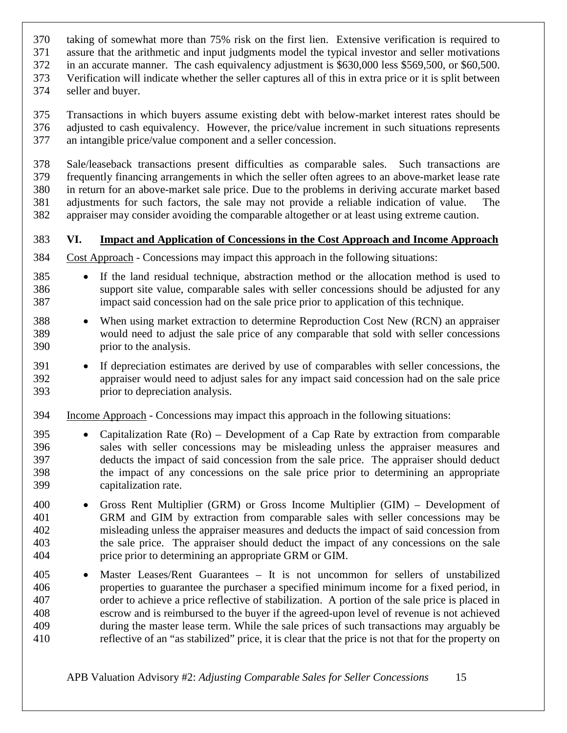taking of somewhat more than 75% risk on the first lien. Extensive verification is required to assure that the arithmetic and input judgments model the typical investor and seller motivations in an accurate manner. The cash equivalency adjustment is $630,000 less $569,500, or $60,500. Verification will indicate whether the seller captures all of this in extra price or it is split between seller and buyer.

Transactions in which buyers assume existing debt with below-market interest rates should be adjusted to cash equivalency. However, the price/value increment in such situations represents an intangible price/value component and a seller concession.

Sale/leaseback transactions present difficulties as comparable sales. Such transactions are frequently financing arrangements in which the seller often agrees to an above-market lease rate in return for an above-market sale price. Due to the problems in deriving accurate market based adjustments for such factors, the sale may not provide a reliable indication of value. The appraiser may consider avoiding the comparable altogether or at least using extreme caution.

## VI. Impact and Application of Concessions in the Cost Approach and Income Approach

Cost Approach - Concessions may impact this approach in the following situations:

- If the land residual technique, abstraction method or the allocation method is used to support site value, comparable sales with seller concessions should be adjusted for any impact said concession had on the sale price prior to application of this technique.
- When using market extraction to determine Reproduction Cost New (RCN) an appraiser would need to adjust the sale price of any comparable that sold with seller concessions prior to the analysis.
- If depreciation estimates are derived by use of comparables with seller concessions, the appraiser would need to adjust sales for any impact said concession had on the sale price prior to depreciation analysis.

Income Approach - Concessions may impact this approach in the following situations:

- Capitalization Rate (Ro) – Development of a Cap Rate by extraction from comparable sales with seller concessions may be misleading unless the appraiser measures and deducts the impact of said concession from the sale price. The appraiser should deduct the impact of any concessions on the sale price prior to determining an appropriate capitalization rate.
- Gross Rent Multiplier (GRM) or Gross Income Multiplier (GIM) – Development of GRM and GIM by extraction from comparable sales with seller concessions may be misleading unless the appraiser measures and deducts the impact of said concession from the sale price. The appraiser should deduct the impact of any concessions on the sale price prior to determining an appropriate GRM or GIM.
- Master Leases/Rent Guarantees – It is not uncommon for sellers of unstabilized properties to guarantee the purchaser a specified minimum income for a fixed period, in order to achieve a price reflective of stabilization. A portion of the sale price is placed in escrow and is reimbursed to the buyer if the agreed-upon level of revenue is not achieved during the master lease term. While the sale prices of such transactions may arguably be reflective of an "as stabilized" price, it is clear that the price is not that for the property on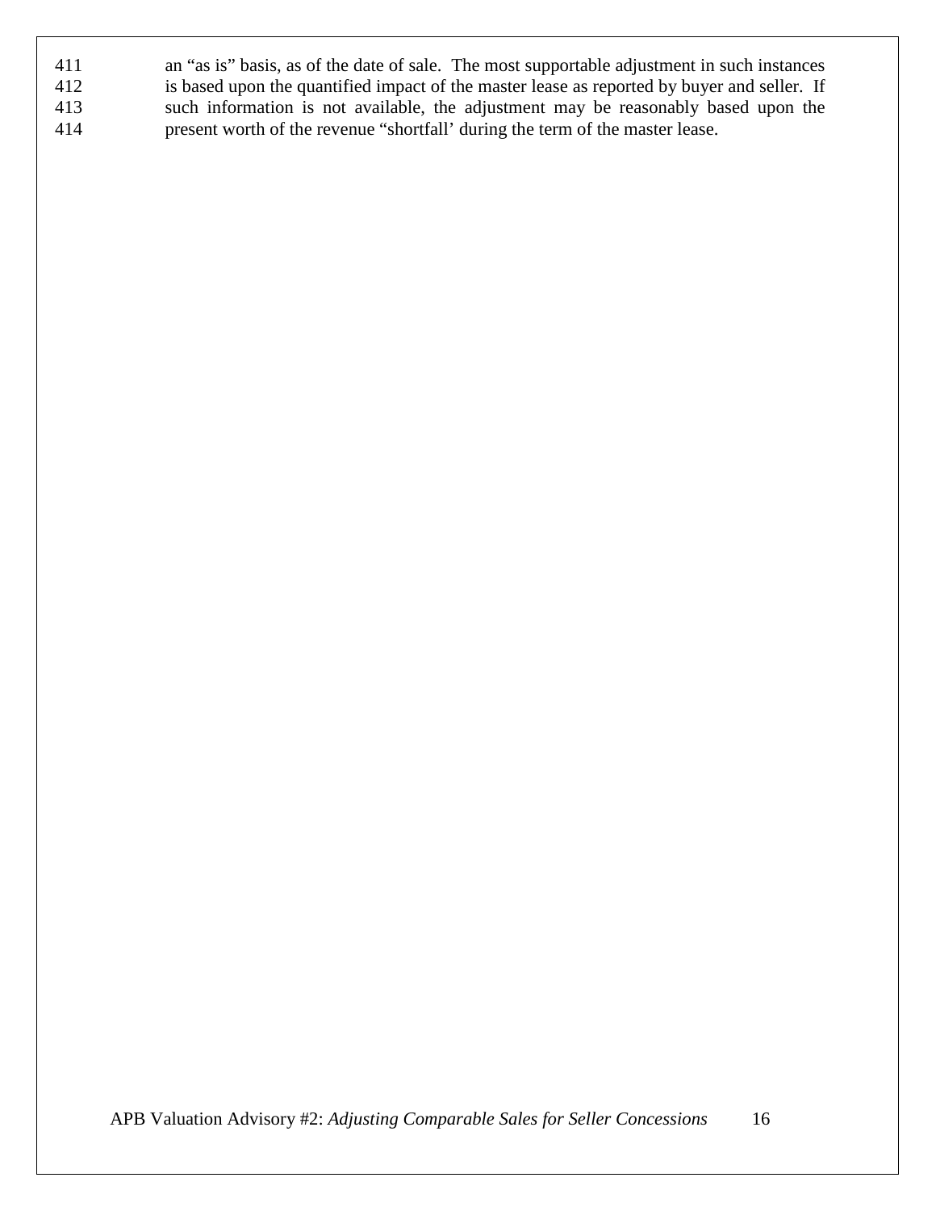an "as is" basis, as of the date of sale. The most supportable adjustment in such instances is based upon the quantified impact of the master lease as reported by buyer and seller. If such information is not available, the adjustment may be reasonably based upon the present worth of the revenue "shortfall' during the term of the master lease.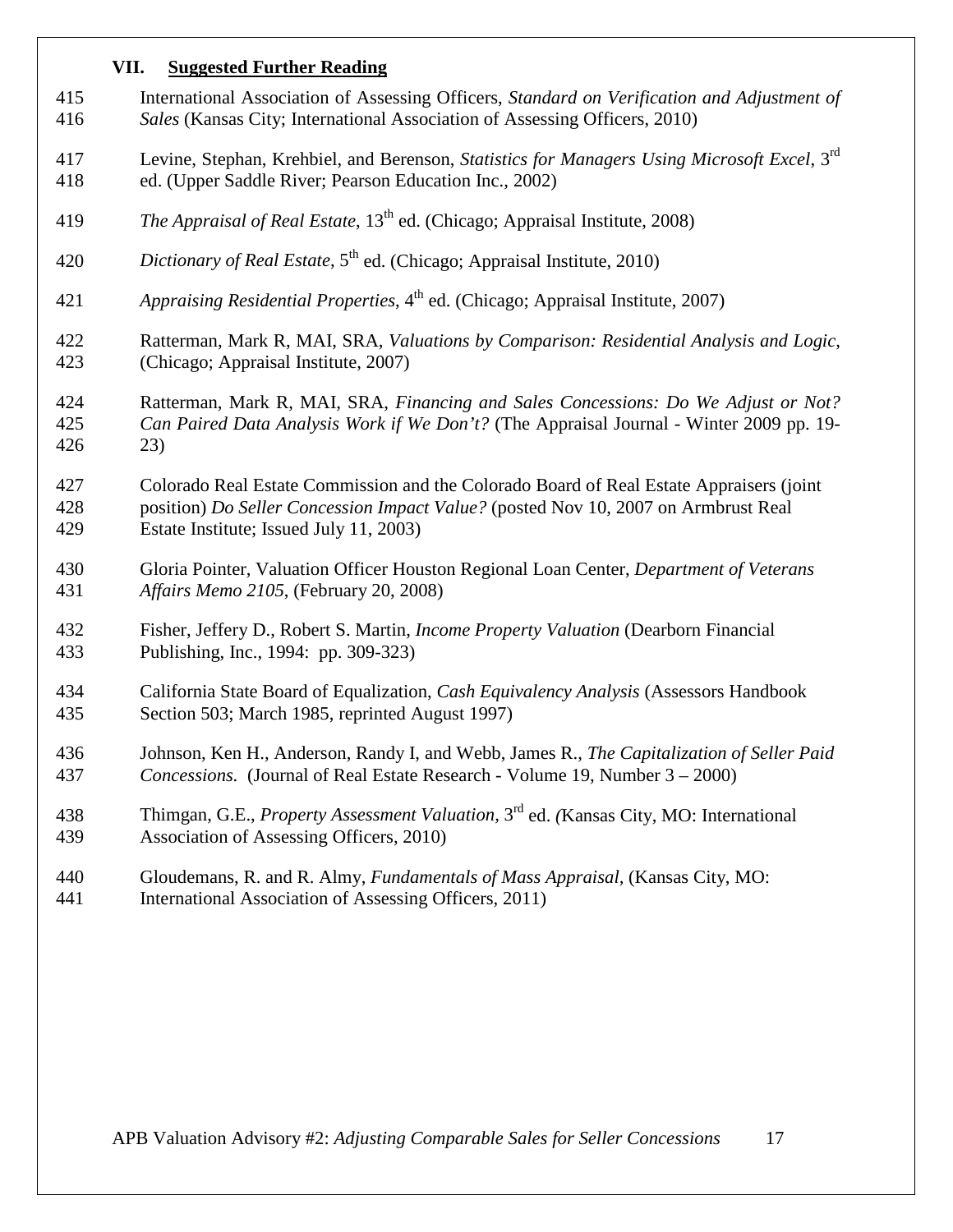## VII. Suggested Further Reading

International Association of Assessing Officers, *Standard on Verification and Adjustment of Sales* (Kansas City; International Association of Assessing Officers, 2010)

Levine, Stephan, Krehbiel, and Berenson, *Statistics for Managers Using Microsoft Excel*, 3rd ed. (Upper Saddle River; Pearson Education Inc., 2002)

*The Appraisal of Real Estate*, 13th ed. (Chicago; Appraisal Institute, 2008)

*Dictionary of Real Estate*, 5th ed. (Chicago; Appraisal Institute, 2010)

*Appraising Residential Properties*, 4th ed. (Chicago; Appraisal Institute, 2007)

Ratterman, Mark R, MAI, SRA, *Valuations by Comparison: Residential Analysis and Logic*, (Chicago; Appraisal Institute, 2007)

Ratterman, Mark R, MAI, SRA, *Financing and Sales Concessions: Do We Adjust or Not? Can Paired Data Analysis Work if We Don't?* (The Appraisal Journal - Winter 2009 pp. 19-23)

Colorado Real Estate Commission and the Colorado Board of Real Estate Appraisers (joint position) *Do Seller Concession Impact Value?* (posted Nov 10, 2007 on Armbrust Real Estate Institute; Issued July 11, 2003)

Gloria Pointer, Valuation Officer Houston Regional Loan Center, *Department of Veterans Affairs Memo 2105*, (February 20, 2008)

Fisher, Jeffery D., Robert S. Martin, *Income Property Valuation* (Dearborn Financial Publishing, Inc., 1994: pp. 309-323)

California State Board of Equalization, *Cash Equivalency Analysis* (Assessors Handbook Section 503; March 1985, reprinted August 1997)

Johnson, Ken H., Anderson, Randy I, and Webb, James R., *The Capitalization of Seller Paid Concessions.* (Journal of Real Estate Research - Volume 19, Number 3 – 2000)

Thimgan, G.E., *Property Assessment Valuation,* 3rd ed. (Kansas City, MO: International Association of Assessing Officers, 2010)

Gloudemans, R. and R. Almy, *Fundamentals of Mass Appraisal,* (Kansas City, MO: International Association of Assessing Officers, 2011)